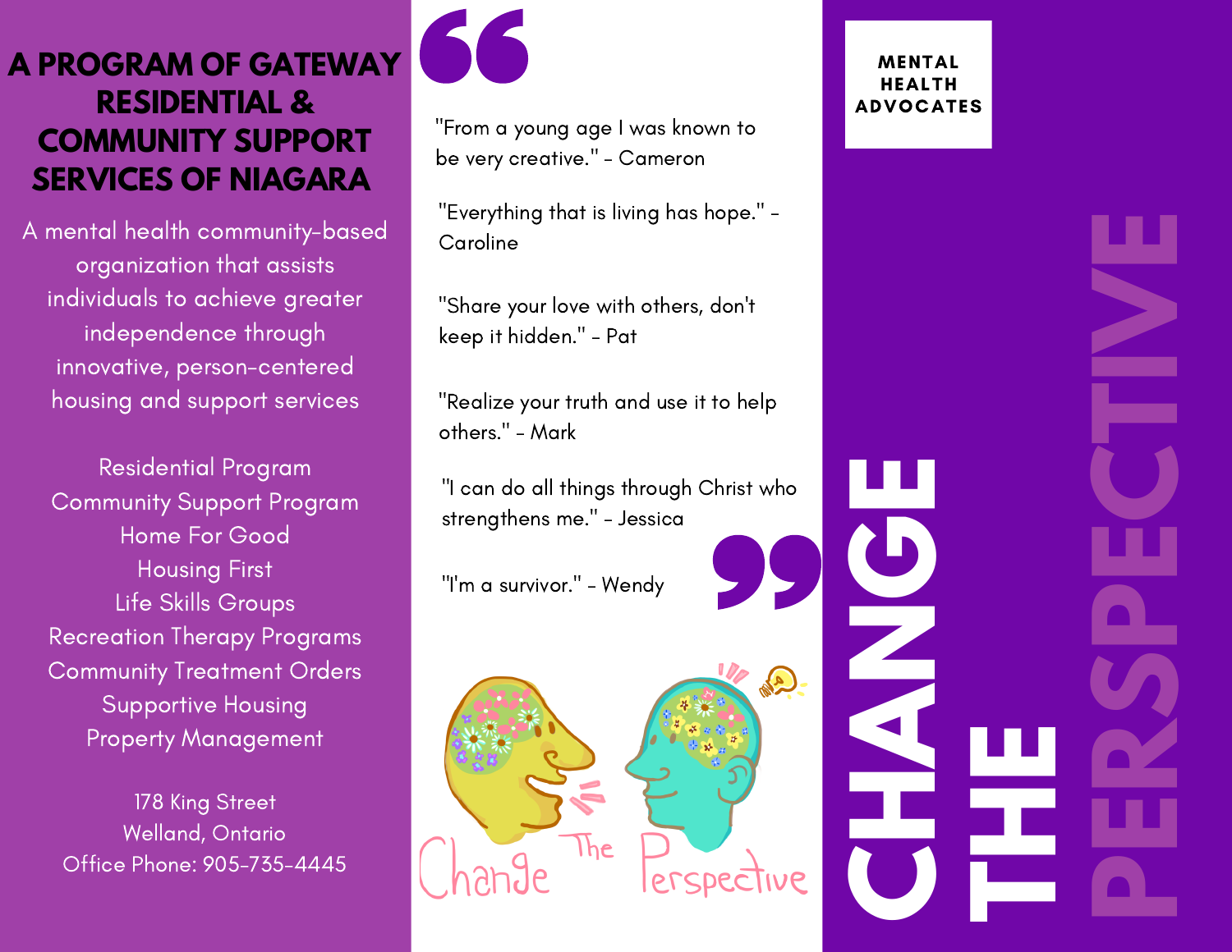# A PROGRAM OF GATEWAY RESIDENTIAL & COMMUNITY SUPPORT SERVICES OF NIAGARA

A mental health community-based organization that assists individuals to achieve greater independence through innovative, person-centered housing and support services

Residential Program
Community Support Program
Home For Good
Housing First
Life Skills Groups
Recreation Therapy Programs
Community Treatment Orders
Supportive Housing
Property Management

178 King Street
Welland, Ontario
Office Phone: 905-735-4445

"From a young age I was known to be very creative." - Cameron

"Everything that is living has hope." - Caroline

"Share your love with others, don't keep it hidden." - Pat

"Realize your truth and use it to help others." - Mark

"I can do all things through Christ who strengthens me." - Jessica

"I'm a survivor." - Wendy

Change The Perspective

**MENTAL HEALTH ADVOCATES**

# CHANGE THE PERSPECTIVE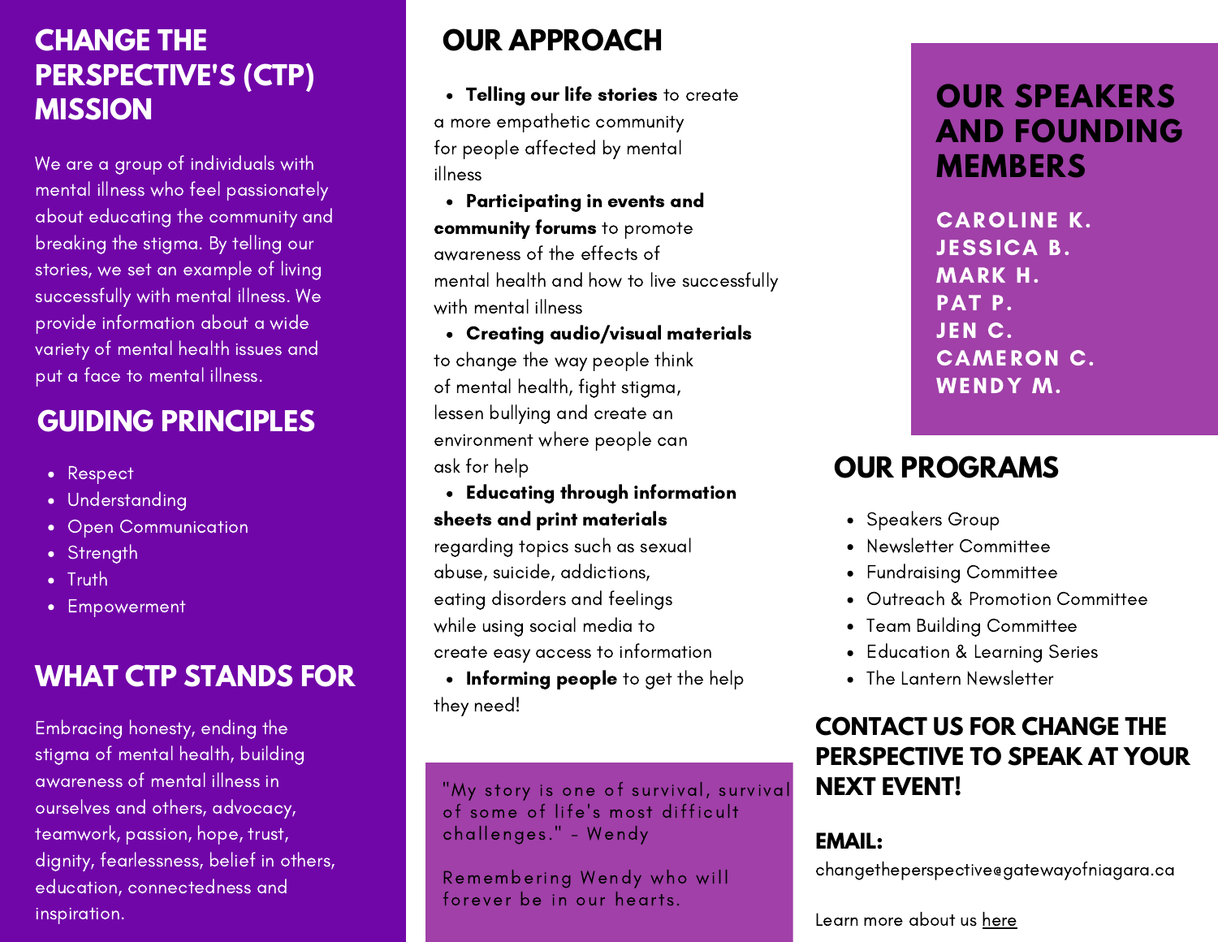# CHANGE THE PERSPECTIVE'S (CTP) MISSION

We are a group of individuals with mental illness who feel passionately about educating the community and breaking the stigma. By telling our stories, we set an example of living successfully with mental illness. We provide information about a wide variety of mental health issues and put a face to mental illness.

## GUIDING PRINCIPLES

- Respect
- Understanding
- Open Communication
- Strength
- Truth
- Empowerment

## WHAT CTP STANDS FOR

Embracing honesty, ending the stigma of mental health, building awareness of mental illness in ourselves and others, advocacy, teamwork, passion, hope, trust, dignity, fearlessness, belief in others, education, connectedness and inspiration.

## OUR APPROACH

- **Telling our life stories** to create a more empathetic community for people affected by mental illness
- **Participating in events and community forums** to promote awareness of the effects of mental health and how to live successfully with mental illness
- **Creating audio/visual materials** to change the way people think of mental health, fight stigma, lessen bullying and create an environment where people can ask for help
- **Educating through information sheets and print materials** regarding topics such as sexual abuse, suicide, addictions, eating disorders and feelings while using social media to create easy access to information
- **Informing people** to get the help they need!

"My story is one of survival, survival of some of life's most difficult challenges." - Wendy

Remembering Wendy who will forever be in our hearts.

## OUR SPEAKERS AND FOUNDING MEMBERS

CAROLINE K.
JESSICA B.
MARK H.
PAT P.
JEN C.
CAMERON C.
WENDY M.

## OUR PROGRAMS

- Speakers Group
- Newsletter Committee
- Fundraising Committee
- Outreach & Promotion Committee
- Team Building Committee
- Education & Learning Series
- The Lantern Newsletter

## CONTACT US FOR CHANGE THE PERSPECTIVE TO SPEAK AT YOUR NEXT EVENT!

**EMAIL:**
changetheperspective@gatewayofniagara.ca

Learn more about us here